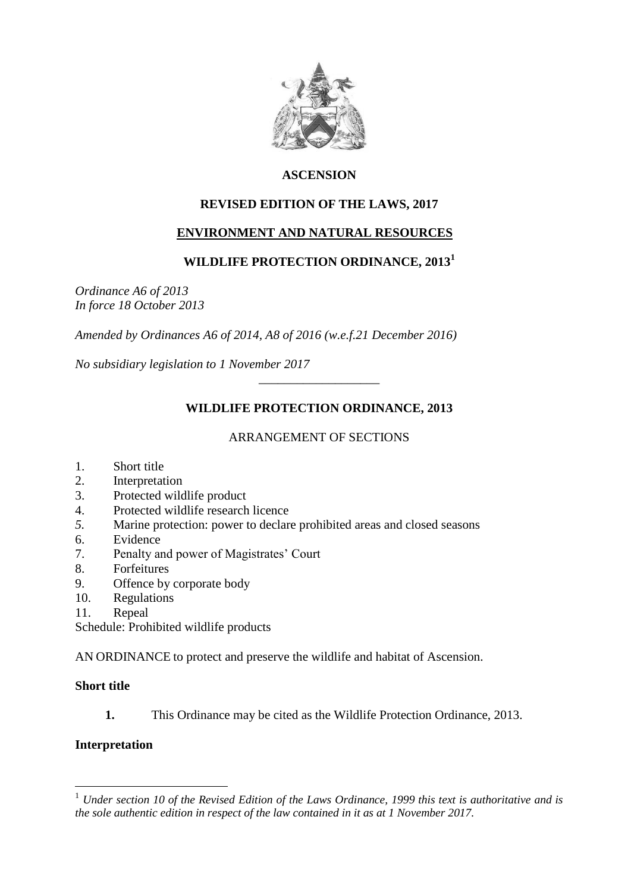**ASCENSION**

**REVISED EDITION OF THE LAWS, 2017**

**ENVIRONMENT AND NATURAL RESOURCES**

# WILDLIFE PROTECTION ORDINANCE, 2013[1]

*Ordinance A6 of 2013*
*In force 18 October 2013*

*Amended by Ordinances A6 of 2014, A8 of 2016 (w.e.f.21 December 2016)*

*No subsidiary legislation to 1 November 2017*

---

## WILDLIFE PROTECTION ORDINANCE, 2013

ARRANGEMENT OF SECTIONS

1. Short title
2. Interpretation
3. Protected wildlife product
4. Protected wildlife research licence
5. Marine protection: power to declare prohibited areas and closed seasons
6. Evidence
7. Penalty and power of Magistrates' Court
8. Forfeitures
9. Offence by corporate body
10. Regulations
11. Repeal

Schedule: Prohibited wildlife products

AN ORDINANCE to protect and preserve the wildlife and habitat of Ascension.

**Short title**

**1.** This Ordinance may be cited as the Wildlife Protection Ordinance, 2013.

**Interpretation**

---

[1] *Under section 10 of the Revised Edition of the Laws Ordinance, 1999 this text is authoritative and is the sole authentic edition in respect of the law contained in it as at 1 November 2017.*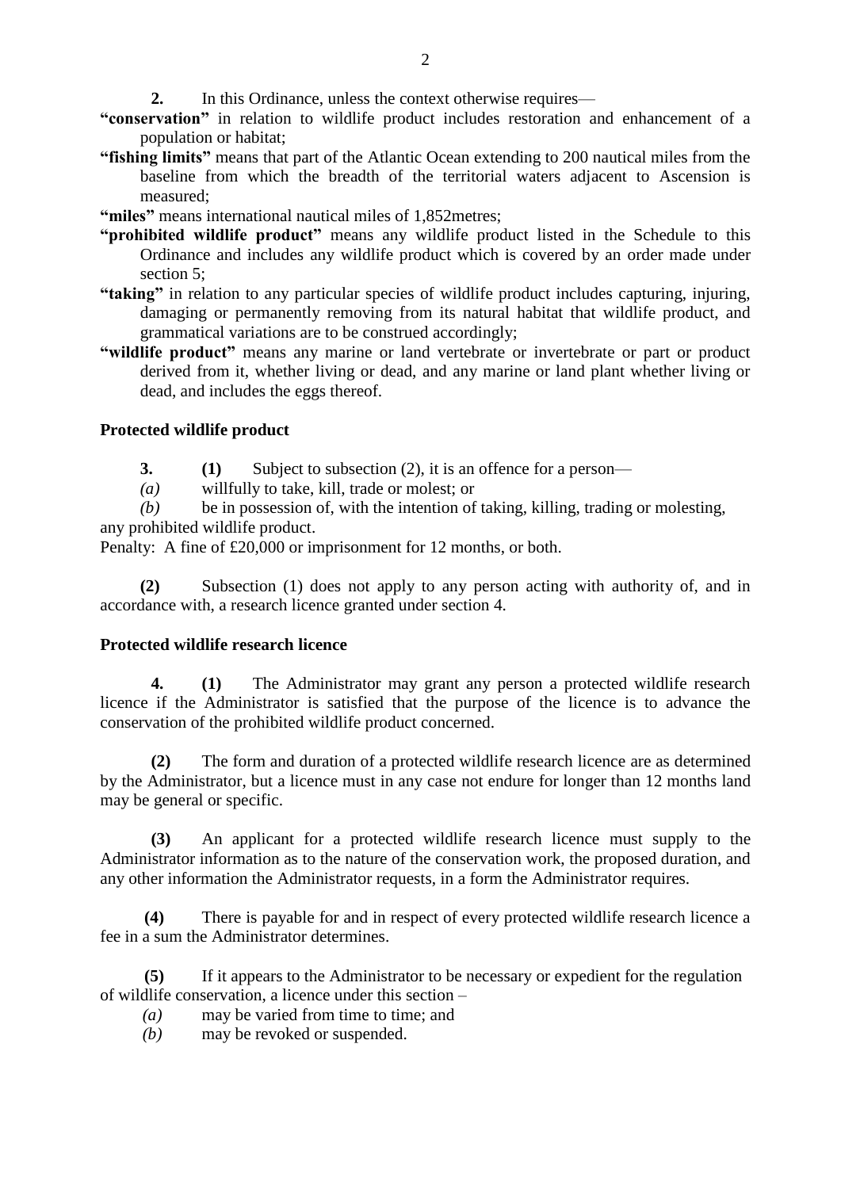**2.** In this Ordinance, unless the context otherwise requires—

**"conservation"** in relation to wildlife product includes restoration and enhancement of a population or habitat;

**"fishing limits"** means that part of the Atlantic Ocean extending to 200 nautical miles from the baseline from which the breadth of the territorial waters adjacent to Ascension is measured;

**"miles"** means international nautical miles of 1,852metres;

**"prohibited wildlife product"** means any wildlife product listed in the Schedule to this Ordinance and includes any wildlife product which is covered by an order made under section 5;

**"taking"** in relation to any particular species of wildlife product includes capturing, injuring, damaging or permanently removing from its natural habitat that wildlife product, and grammatical variations are to be construed accordingly;

**"wildlife product"** means any marine or land vertebrate or invertebrate or part or product derived from it, whether living or dead, and any marine or land plant whether living or dead, and includes the eggs thereof.

**Protected wildlife product**

**3.** **(1)** Subject to subsection (2), it is an offence for a person—

*(a)* willfully to take, kill, trade or molest; or

*(b)* be in possession of, with the intention of taking, killing, trading or molesting,

any prohibited wildlife product.

Penalty: A fine of £20,000 or imprisonment for 12 months, or both.

**(2)** Subsection (1) does not apply to any person acting with authority of, and in accordance with, a research licence granted under section 4.

**Protected wildlife research licence**

**4.** **(1)** The Administrator may grant any person a protected wildlife research licence if the Administrator is satisfied that the purpose of the licence is to advance the conservation of the prohibited wildlife product concerned.

**(2)** The form and duration of a protected wildlife research licence are as determined by the Administrator, but a licence must in any case not endure for longer than 12 months land may be general or specific.

**(3)** An applicant for a protected wildlife research licence must supply to the Administrator information as to the nature of the conservation work, the proposed duration, and any other information the Administrator requests, in a form the Administrator requires.

**(4)** There is payable for and in respect of every protected wildlife research licence a fee in a sum the Administrator determines.

**(5)** If it appears to the Administrator to be necessary or expedient for the regulation of wildlife conservation, a licence under this section –

*(a)* may be varied from time to time; and

*(b)* may be revoked or suspended.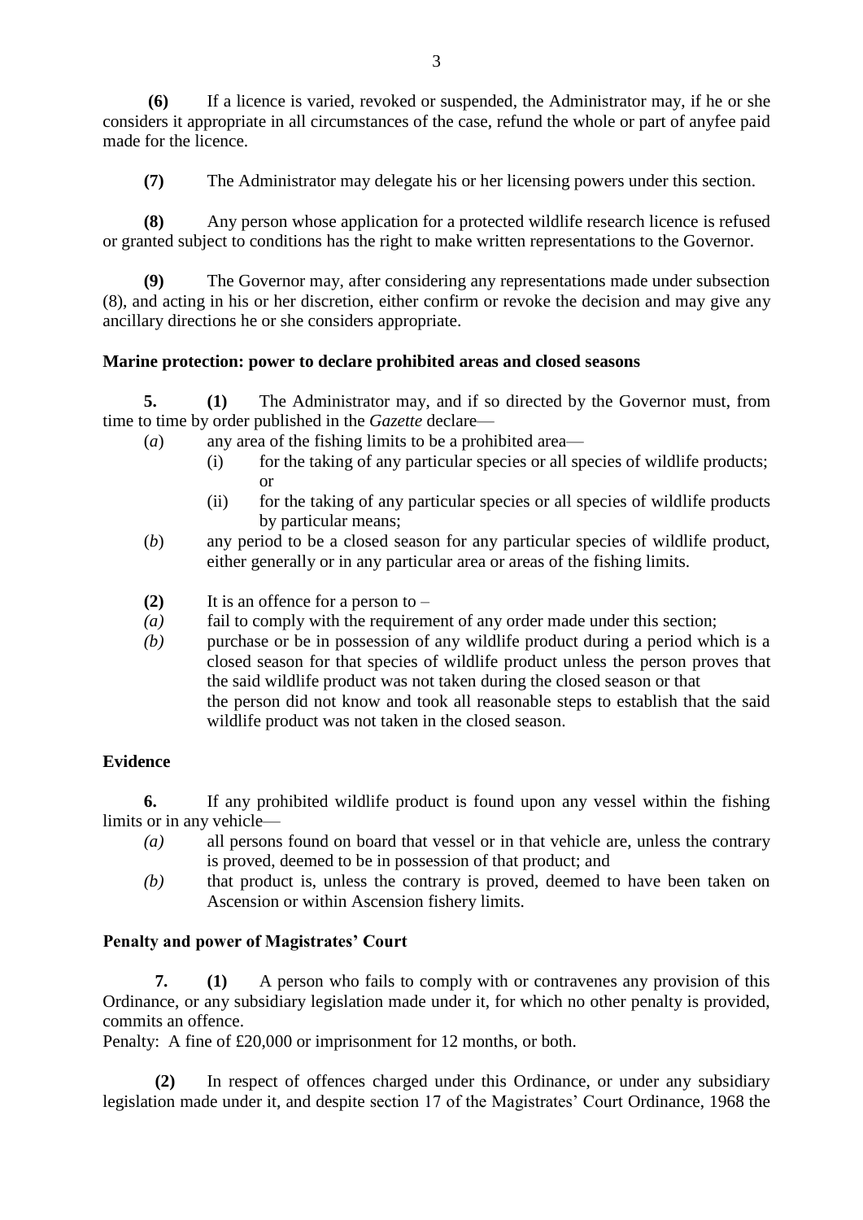**(6)** If a licence is varied, revoked or suspended, the Administrator may, if he or she considers it appropriate in all circumstances of the case, refund the whole or part of anyfee paid made for the licence.

**(7)** The Administrator may delegate his or her licensing powers under this section.

**(8)** Any person whose application for a protected wildlife research licence is refused or granted subject to conditions has the right to make written representations to the Governor.

**(9)** The Governor may, after considering any representations made under subsection (8), and acting in his or her discretion, either confirm or revoke the decision and may give any ancillary directions he or she considers appropriate.

### Marine protection: power to declare prohibited areas and closed seasons

**5.** **(1)** The Administrator may, and if so directed by the Governor must, from time to time by order published in the *Gazette* declare—

(*a*) any area of the fishing limits to be a prohibited area—

(i) for the taking of any particular species or all species of wildlife products; or

(ii) for the taking of any particular species or all species of wildlife products by particular means;

(*b*) any period to be a closed season for any particular species of wildlife product, either generally or in any particular area or areas of the fishing limits.

**(2)** It is an offence for a person to –

*(a)* fail to comply with the requirement of any order made under this section;

*(b)* purchase or be in possession of any wildlife product during a period which is a closed season for that species of wildlife product unless the person proves that the said wildlife product was not taken during the closed season or that the person did not know and took all reasonable steps to establish that the said wildlife product was not taken in the closed season.

### Evidence

**6.** If any prohibited wildlife product is found upon any vessel within the fishing limits or in any vehicle—

*(a)* all persons found on board that vessel or in that vehicle are, unless the contrary is proved, deemed to be in possession of that product; and

*(b)* that product is, unless the contrary is proved, deemed to have been taken on Ascension or within Ascension fishery limits.

### Penalty and power of Magistrates' Court

**7.** **(1)** A person who fails to comply with or contravenes any provision of this Ordinance, or any subsidiary legislation made under it, for which no other penalty is provided, commits an offence.

Penalty: A fine of £20,000 or imprisonment for 12 months, or both.

**(2)** In respect of offences charged under this Ordinance, or under any subsidiary legislation made under it, and despite section 17 of the Magistrates' Court Ordinance, 1968 the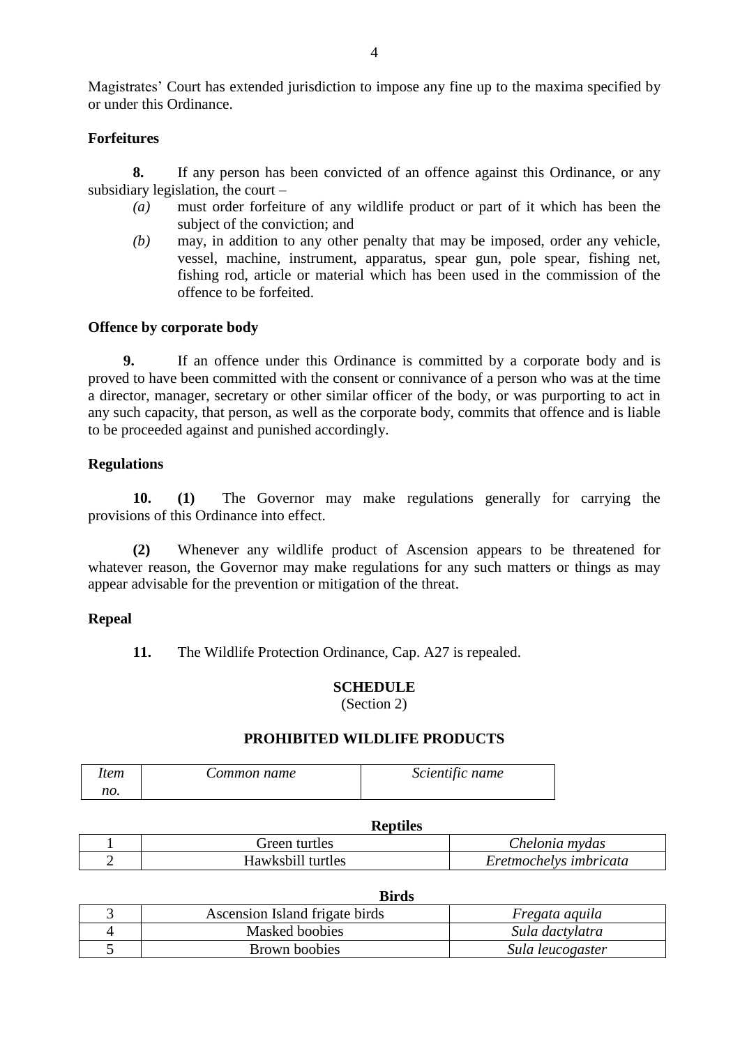Magistrates' Court has extended jurisdiction to impose any fine up to the maxima specified by or under this Ordinance.

**Forfeitures**

**8.** If any person has been convicted of an offence against this Ordinance, or any subsidiary legislation, the court –

*(a)* must order forfeiture of any wildlife product or part of it which has been the subject of the conviction; and

*(b)* may, in addition to any other penalty that may be imposed, order any vehicle, vessel, machine, instrument, apparatus, spear gun, pole spear, fishing net, fishing rod, article or material which has been used in the commission of the offence to be forfeited.

**Offence by corporate body**

**9.** If an offence under this Ordinance is committed by a corporate body and is proved to have been committed with the consent or connivance of a person who was at the time a director, manager, secretary or other similar officer of the body, or was purporting to act in any such capacity, that person, as well as the corporate body, commits that offence and is liable to be proceeded against and punished accordingly.

**Regulations**

**10. (1)** The Governor may make regulations generally for carrying the provisions of this Ordinance into effect.

**(2)** Whenever any wildlife product of Ascension appears to be threatened for whatever reason, the Governor may make regulations for any such matters or things as may appear advisable for the prevention or mitigation of the threat.

**Repeal**

**11.** The Wildlife Protection Ordinance, Cap. A27 is repealed.

**SCHEDULE**
(Section 2)

**PROHIBITED WILDLIFE PRODUCTS**

| *Item no.* | *Common name* | *Scientific name* |
|---|---|---|
| | **Reptiles** | |
| 1 | Green turtles | *Chelonia mydas* |
| 2 | Hawksbill turtles | *Eretmochelys imbricata* |
| | **Birds** | |
| 3 | Ascension Island frigate birds | *Fregata aquila* |
| 4 | Masked boobies | *Sula dactylatra* |
| 5 | Brown boobies | *Sula leucogaster* |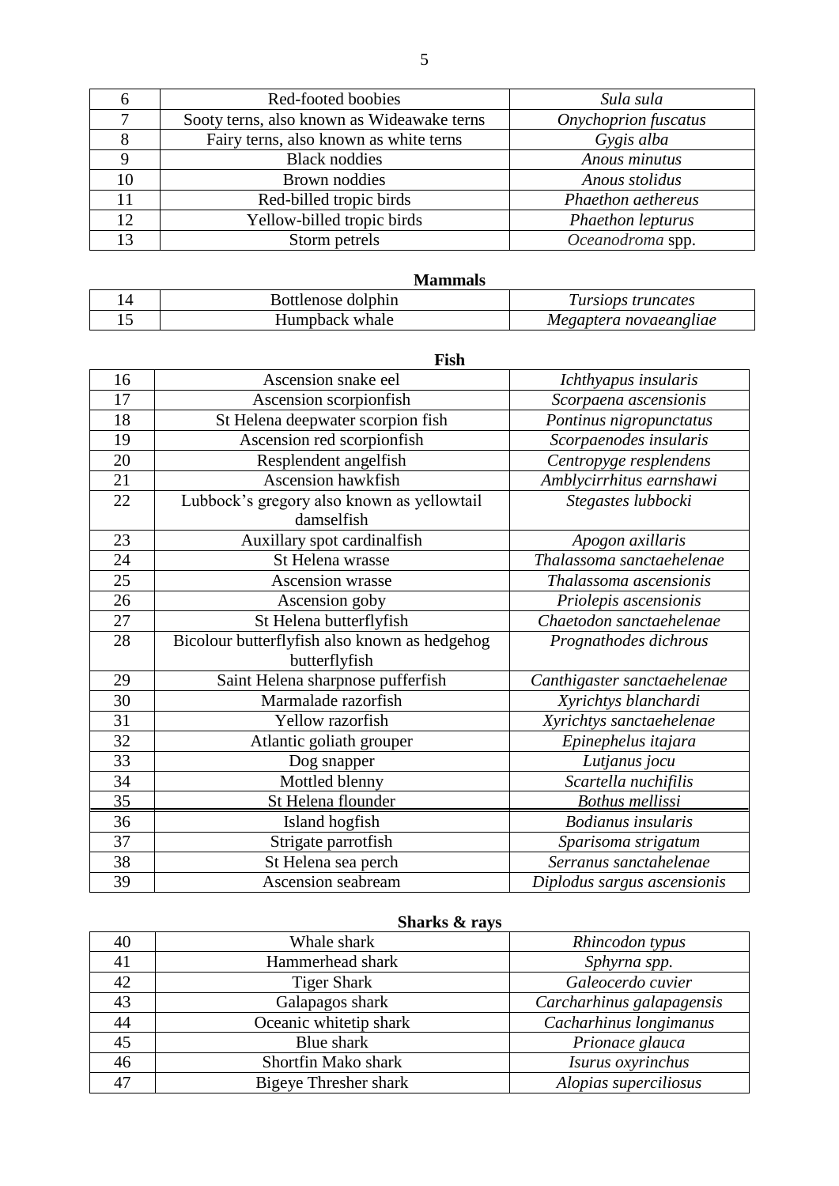| | | |
|---|---|---|
| 6 | Red-footed boobies | *Sula sula* |
| 7 | Sooty terns, also known as Wideawake terns | *Onychoprion fuscatus* |
| 8 | Fairy terns, also known as white terns | *Gygis alba* |
| 9 | Black noddies | *Anous minutus* |
| 10 | Brown noddies | *Anous stolidus* |
| 11 | Red-billed tropic birds | *Phaethon aethereus* |
| 12 | Yellow-billed tropic birds | *Phaethon lepturus* |
| 13 | Storm petrels | *Oceanodroma* spp. |

**Mammals**

| | | |
|---|---|---|
| 14 | Bottlenose dolphin | *Tursiops truncates* |
| 15 | Humpback whale | *Megaptera novaeangliae* |

**Fish**

| | | |
|---|---|---|
| 16 | Ascension snake eel | *Ichthyapus insularis* |
| 17 | Ascension scorpionfish | *Scorpaena ascensionis* |
| 18 | St Helena deepwater scorpion fish | *Pontinus nigropunctatus* |
| 19 | Ascension red scorpionfish | *Scorpaenodes insularis* |
| 20 | Resplendent angelfish | *Centropyge resplendens* |
| 21 | Ascension hawkfish | *Amblycirrhitus earnshawi* |
| 22 | Lubbock's gregory also known as yellowtail damselfish | *Stegastes lubbocki* |
| 23 | Auxillary spot cardinalfish | *Apogon axillaris* |
| 24 | St Helena wrasse | *Thalassoma sanctaehelenae* |
| 25 | Ascension wrasse | *Thalassoma ascensionis* |
| 26 | Ascension goby | *Priolepis ascensionis* |
| 27 | St Helena butterflyfish | *Chaetodon sanctaehelenae* |
| 28 | Bicolour butterflyfish also known as hedgehog butterflyfish | *Prognathodes dichrous* |
| 29 | Saint Helena sharpnose pufferfish | *Canthigaster sanctaehelenae* |
| 30 | Marmalade razorfish | *Xyrichtys blanchardi* |
| 31 | Yellow razorfish | *Xyrichtys sanctaehelenae* |
| 32 | Atlantic goliath grouper | *Epinephelus itajara* |
| 33 | Dog snapper | *Lutjanus jocu* |
| 34 | Mottled blenny | *Scartella nuchifilis* |
| 35 | St Helena flounder | *Bothus mellissi* |
| 36 | Island hogfish | *Bodianus insularis* |
| 37 | Strigate parrotfish | *Sparisoma strigatum* |
| 38 | St Helena sea perch | *Serranus sanctahelenae* |
| 39 | Ascension seabream | *Diplodus sargus ascensionis* |

**Sharks & rays**

| | | |
|---|---|---|
| 40 | Whale shark | *Rhincodon typus* |
| 41 | Hammerhead shark | *Sphyrna spp.* |
| 42 | Tiger Shark | *Galeocerdo cuvier* |
| 43 | Galapagos shark | *Carcharhinus galapagensis* |
| 44 | Oceanic whitetip shark | *Cacharhinus longimanus* |
| 45 | Blue shark | *Prionace glauca* |
| 46 | Shortfin Mako shark | *Isurus oxyrinchus* |
| 47 | Bigeye Thresher shark | *Alopias superciliosus* |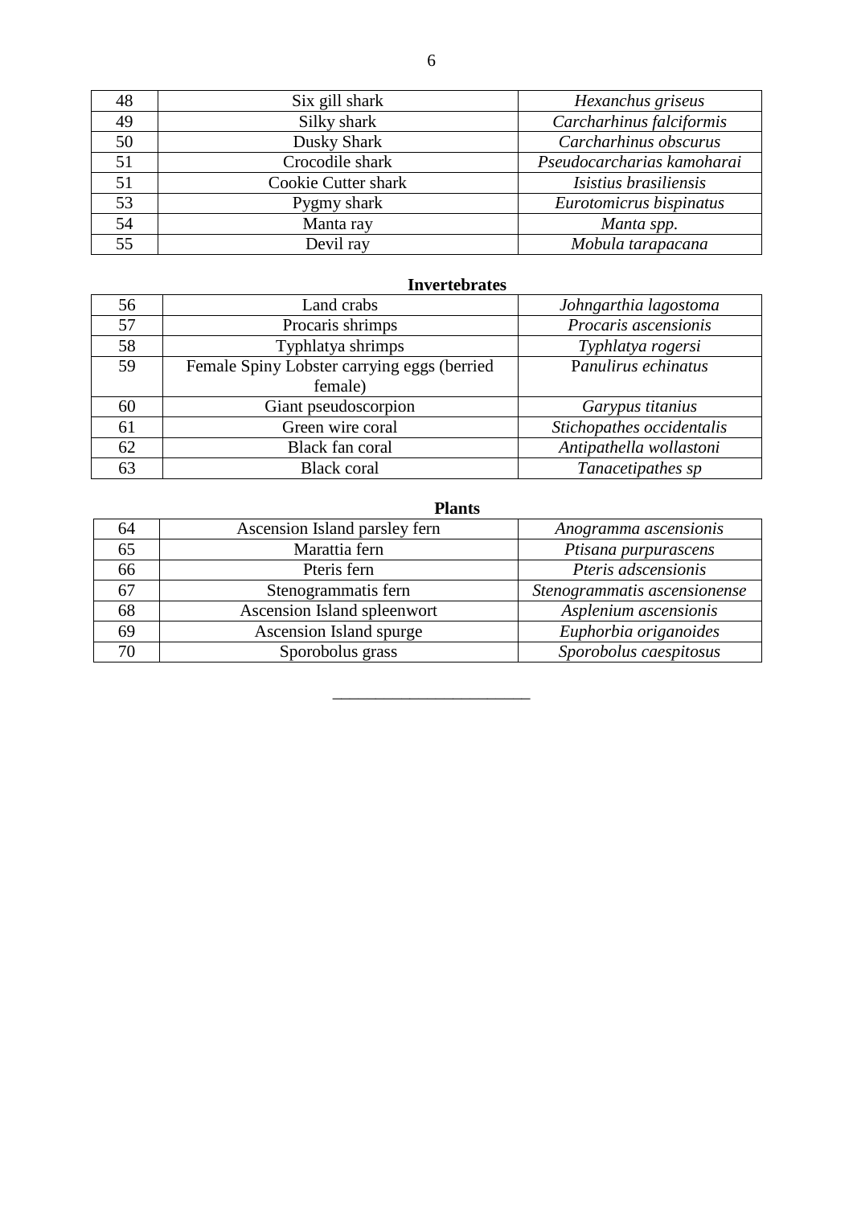| | | |
|---|---|---|
| 48 | Six gill shark | *Hexanchus griseus* |
| 49 | Silky shark | *Carcharhinus falciformis* |
| 50 | Dusky Shark | *Carcharhinus obscurus* |
| 51 | Crocodile shark | *Pseudocarcharias kamoharai* |
| 51 | Cookie Cutter shark | *Isistius brasiliensis* |
| 53 | Pygmy shark | *Eurotomicrus bispinatus* |
| 54 | Manta ray | *Manta spp.* |
| 55 | Devil ray | *Mobula tarapacana* |

**Invertebrates**

| | | |
|---|---|---|
| 56 | Land crabs | *Johngarthia lagostoma* |
| 57 | Procaris shrimps | *Procaris ascensionis* |
| 58 | Typhlatya shrimps | *Typhlatya rogersi* |
| 59 | Female Spiny Lobster carrying eggs (berried female) | P*anulirus echinatus* |
| 60 | Giant pseudoscorpion | *Garypus titanius* |
| 61 | Green wire coral | *Stichopathes occidentalis* |
| 62 | Black fan coral | *Antipathella wollastoni* |
| 63 | Black coral | *Tanacetipathes sp* |

**Plants**

| | | |
|---|---|---|
| 64 | Ascension Island parsley fern | *Anogramma ascensionis* |
| 65 | Marattia fern | *Ptisana purpurascens* |
| 66 | Pteris fern | *Pteris adscensionis* |
| 67 | Stenogrammatis fern | *Stenogrammatis ascensionense* |
| 68 | Ascension Island spleenwort | *Asplenium ascensionis* |
| 69 | Ascension Island spurge | *Euphorbia origanoides* |
| 70 | Sporobolus grass | *Sporobolus caespitosus* |

________________________